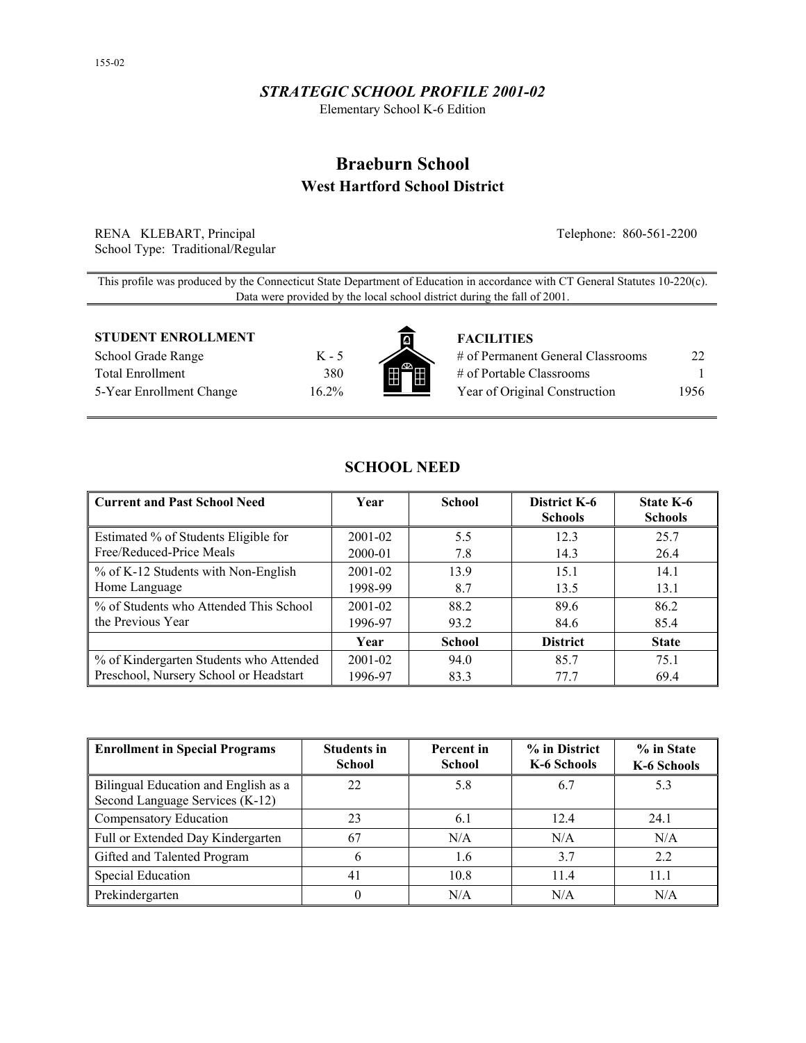155-02

## *STRATEGIC SCHOOL PROFILE 2001-02*

Elementary School K-6 Edition

# Braeburn School

## West Hartford School District

RENA KLEBART, Principal
School Type: Traditional/Regular

Telephone: 860-561-2200

This profile was produced by the Connecticut State Department of Education in accordance with CT General Statutes 10-220(c). Data were provided by the local school district during the fall of 2001.

**STUDENT ENROLLMENT**

| | |
|---|---|
| School Grade Range | K - 5 |
| Total Enrollment | 380 |
| 5-Year Enrollment Change | 16.2% |

**FACILITIES**

| | |
|---|---|
| # of Permanent General Classrooms | 22 |
| # of Portable Classrooms | 1 |
| Year of Original Construction | 1956 |

## SCHOOL NEED

| Current and Past School Need | Year | School | District K-6 Schools | State K-6 Schools |
|---|---|---|---|---|
| Estimated % of Students Eligible for Free/Reduced-Price Meals | 2001-02 | 5.5 | 12.3 | 25.7 |
| | 2000-01 | 7.8 | 14.3 | 26.4 |
| % of K-12 Students with Non-English Home Language | 2001-02 | 13.9 | 15.1 | 14.1 |
| | 1998-99 | 8.7 | 13.5 | 13.1 |
| % of Students who Attended This School the Previous Year | 2001-02 | 88.2 | 89.6 | 86.2 |
| | 1996-97 | 93.2 | 84.6 | 85.4 |
| | **Year** | **School** | **District** | **State** |
| % of Kindergarten Students who Attended Preschool, Nursery School or Headstart | 2001-02 | 94.0 | 85.7 | 75.1 |
| | 1996-97 | 83.3 | 77.7 | 69.4 |

| Enrollment in Special Programs | Students in School | Percent in School | % in District K-6 Schools | % in State K-6 Schools |
|---|---|---|---|---|
| Bilingual Education and English as a Second Language Services (K-12) | 22 | 5.8 | 6.7 | 5.3 |
| Compensatory Education | 23 | 6.1 | 12.4 | 24.1 |
| Full or Extended Day Kindergarten | 67 | N/A | N/A | N/A |
| Gifted and Talented Program | 6 | 1.6 | 3.7 | 2.2 |
| Special Education | 41 | 10.8 | 11.4 | 11.1 |
| Prekindergarten | 0 | N/A | N/A | N/A |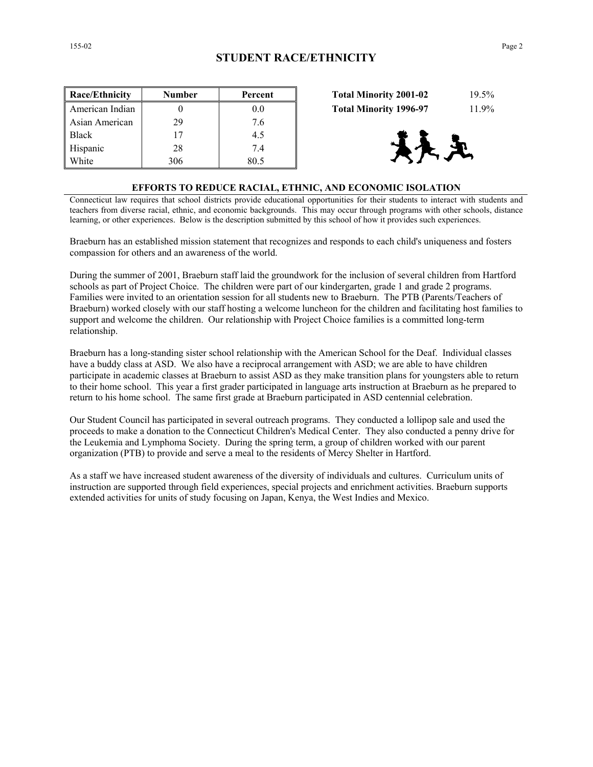## STUDENT RACE/ETHNICITY

| Race/Ethnicity | Number | Percent |
|---|---|---|
| American Indian | 0 | 0.0 |
| Asian American | 29 | 7.6 |
| Black | 17 | 4.5 |
| Hispanic | 28 | 7.4 |
| White | 306 | 80.5 |

| | |
|---|---|
| **Total Minority 2001-02** | 19.5% |
| **Total Minority 1996-97** | 11.9% |

### EFFORTS TO REDUCE RACIAL, ETHNIC, AND ECONOMIC ISOLATION

Connecticut law requires that school districts provide educational opportunities for their students to interact with students and teachers from diverse racial, ethnic, and economic backgrounds. This may occur through programs with other schools, distance learning, or other experiences. Below is the description submitted by this school of how it provides such experiences.

Braeburn has an established mission statement that recognizes and responds to each child's uniqueness and fosters compassion for others and an awareness of the world.

During the summer of 2001, Braeburn staff laid the groundwork for the inclusion of several children from Hartford schools as part of Project Choice. The children were part of our kindergarten, grade 1 and grade 2 programs. Families were invited to an orientation session for all students new to Braeburn. The PTB (Parents/Teachers of Braeburn) worked closely with our staff hosting a welcome luncheon for the children and facilitating host families to support and welcome the children. Our relationship with Project Choice families is a committed long-term relationship.

Braeburn has a long-standing sister school relationship with the American School for the Deaf. Individual classes have a buddy class at ASD. We also have a reciprocal arrangement with ASD; we are able to have children participate in academic classes at Braeburn to assist ASD as they make transition plans for youngsters able to return to their home school. This year a first grader participated in language arts instruction at Braeburn as he prepared to return to his home school. The same first grade at Braeburn participated in ASD centennial celebration.

Our Student Council has participated in several outreach programs. They conducted a lollipop sale and used the proceeds to make a donation to the Connecticut Children's Medical Center. They also conducted a penny drive for the Leukemia and Lymphoma Society. During the spring term, a group of children worked with our parent organization (PTB) to provide and serve a meal to the residents of Mercy Shelter in Hartford.

As a staff we have increased student awareness of the diversity of individuals and cultures. Curriculum units of instruction are supported through field experiences, special projects and enrichment activities. Braeburn supports extended activities for units of study focusing on Japan, Kenya, the West Indies and Mexico.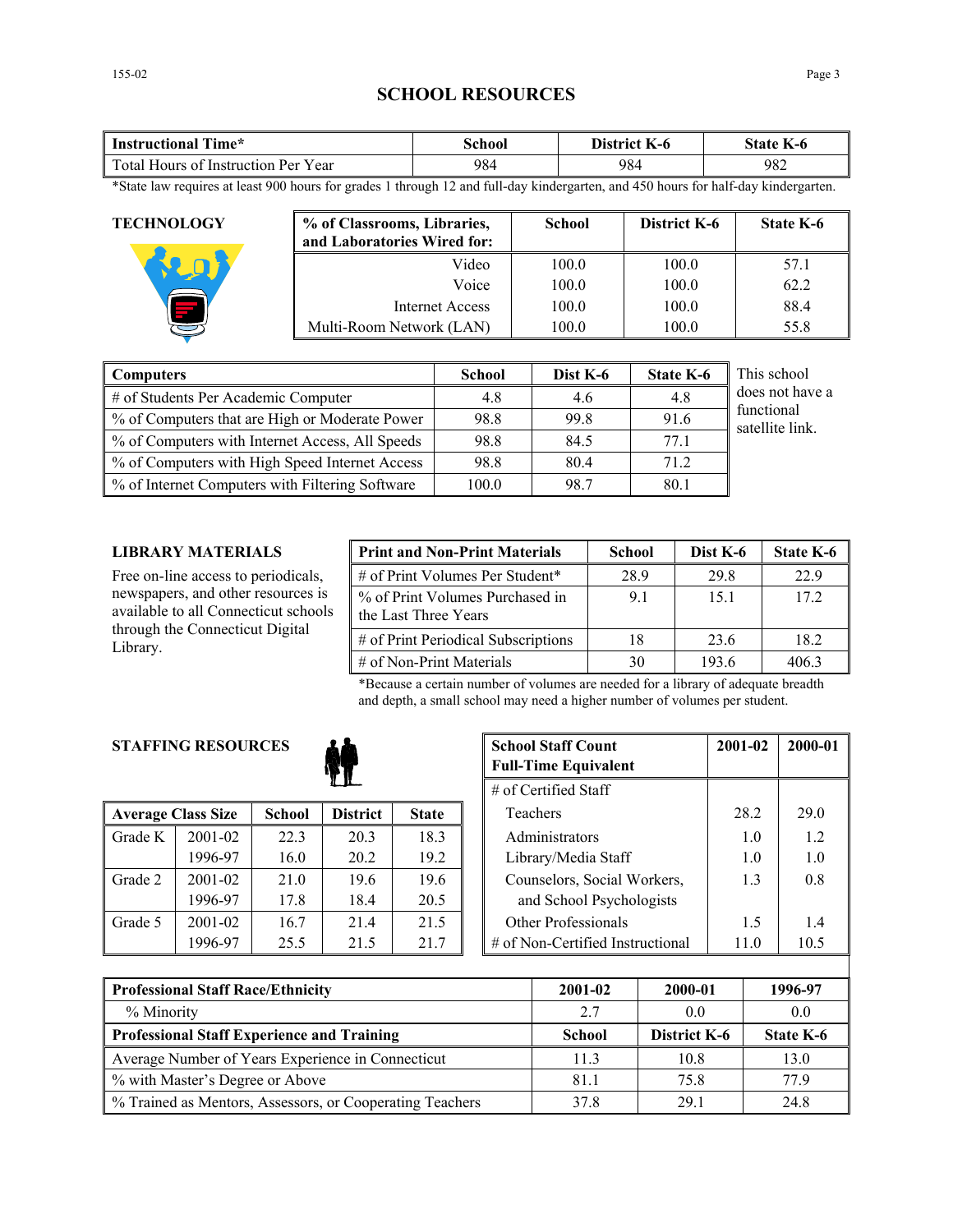## SCHOOL RESOURCES

| Instructional Time* | School | District K-6 | State K-6 |
|---|---|---|---|
| Total Hours of Instruction Per Year | 984 | 984 | 982 |

*State law requires at least 900 hours for grades 1 through 12 and full-day kindergarten, and 450 hours for half-day kindergarten.

### TECHNOLOGY

| % of Classrooms, Libraries, and Laboratories Wired for: | School | District K-6 | State K-6 |
|---|---|---|---|
| Video | 100.0 | 100.0 | 57.1 |
| Voice | 100.0 | 100.0 | 62.2 |
| Internet Access | 100.0 | 100.0 | 88.4 |
| Multi-Room Network (LAN) | 100.0 | 100.0 | 55.8 |

| Computers | School | Dist K-6 | State K-6 |
|---|---|---|---|
| # of Students Per Academic Computer | 4.8 | 4.6 | 4.8 |
| % of Computers that are High or Moderate Power | 98.8 | 99.8 | 91.6 |
| % of Computers with Internet Access, All Speeds | 98.8 | 84.5 | 77.1 |
| % of Computers with High Speed Internet Access | 98.8 | 80.4 | 71.2 |
| % of Internet Computers with Filtering Software | 100.0 | 98.7 | 80.1 |

This school does not have a functional satellite link.

### LIBRARY MATERIALS

Free on-line access to periodicals, newspapers, and other resources is available to all Connecticut schools through the Connecticut Digital Library.

| Print and Non-Print Materials | School | Dist K-6 | State K-6 |
|---|---|---|---|
| # of Print Volumes Per Student* | 28.9 | 29.8 | 22.9 |
| % of Print Volumes Purchased in the Last Three Years | 9.1 | 15.1 | 17.2 |
| # of Print Periodical Subscriptions | 18 | 23.6 | 18.2 |
| # of Non-Print Materials | 30 | 193.6 | 406.3 |

*Because a certain number of volumes are needed for a library of adequate breadth and depth, a small school may need a higher number of volumes per student.

### STAFFING RESOURCES

| Average Class Size | | School | District | State |
|---|---|---|---|---|
| Grade K | 2001-02 | 22.3 | 20.3 | 18.3 |
| | 1996-97 | 16.0 | 20.2 | 19.2 |
| Grade 2 | 2001-02 | 21.0 | 19.6 | 19.6 |
| | 1996-97 | 17.8 | 18.4 | 20.5 |
| Grade 5 | 2001-02 | 16.7 | 21.4 | 21.5 |
| | 1996-97 | 25.5 | 21.5 | 21.7 |

| School Staff Count Full-Time Equivalent | 2001-02 | 2000-01 |
|---|---|---|
| # of Certified Staff | | |
| Teachers | 28.2 | 29.0 |
| Administrators | 1.0 | 1.2 |
| Library/Media Staff | 1.0 | 1.0 |
| Counselors, Social Workers, and School Psychologists | 1.3 | 0.8 |
| Other Professionals | 1.5 | 1.4 |
| # of Non-Certified Instructional | 11.0 | 10.5 |

| Professional Staff Race/Ethnicity | 2001-02 | 2000-01 | 1996-97 |
|---|---|---|---|
| % Minority | 2.7 | 0.0 | 0.0 |
| **Professional Staff Experience and Training** | **School** | **District K-6** | **State K-6** |
| Average Number of Years Experience in Connecticut | 11.3 | 10.8 | 13.0 |
| % with Master's Degree or Above | 81.1 | 75.8 | 77.9 |
| % Trained as Mentors, Assessors, or Cooperating Teachers | 37.8 | 29.1 | 24.8 |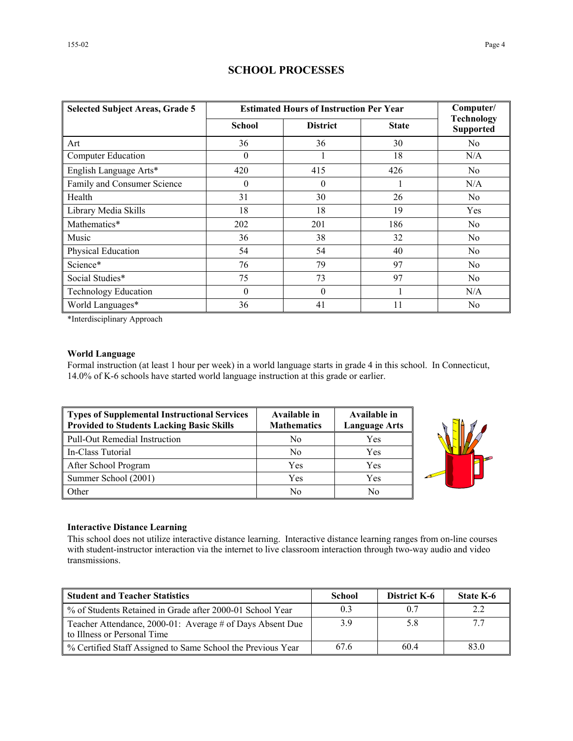# SCHOOL PROCESSES

| Selected Subject Areas, Grade 5 | Estimated Hours of Instruction Per Year | | | Computer/ Technology Supported |
|---|---|---|---|---|
| | School | District | State | |
| Art | 36 | 36 | 30 | No |
| Computer Education | 0 | 1 | 18 | N/A |
| English Language Arts* | 420 | 415 | 426 | No |
| Family and Consumer Science | 0 | 0 | 1 | N/A |
| Health | 31 | 30 | 26 | No |
| Library Media Skills | 18 | 18 | 19 | Yes |
| Mathematics* | 202 | 201 | 186 | No |
| Music | 36 | 38 | 32 | No |
| Physical Education | 54 | 54 | 40 | No |
| Science* | 76 | 79 | 97 | No |
| Social Studies* | 75 | 73 | 97 | No |
| Technology Education | 0 | 0 | 1 | N/A |
| World Languages* | 36 | 41 | 11 | No |

*Interdisciplinary Approach

**World Language**

Formal instruction (at least 1 hour per week) in a world language starts in grade 4 in this school. In Connecticut, 14.0% of K-6 schools have started world language instruction at this grade or earlier.

| Types of Supplemental Instructional Services Provided to Students Lacking Basic Skills | Available in Mathematics | Available in Language Arts |
|---|---|---|
| Pull-Out Remedial Instruction | No | Yes |
| In-Class Tutorial | No | Yes |
| After School Program | Yes | Yes |
| Summer School (2001) | Yes | Yes |
| Other | No | No |

**Interactive Distance Learning**

This school does not utilize interactive distance learning. Interactive distance learning ranges from on-line courses with student-instructor interaction via the internet to live classroom interaction through two-way audio and video transmissions.

| Student and Teacher Statistics | School | District K-6 | State K-6 |
|---|---|---|---|
| % of Students Retained in Grade after 2000-01 School Year | 0.3 | 0.7 | 2.2 |
| Teacher Attendance, 2000-01: Average # of Days Absent Due to Illness or Personal Time | 3.9 | 5.8 | 7.7 |
| % Certified Staff Assigned to Same School the Previous Year | 67.6 | 60.4 | 83.0 |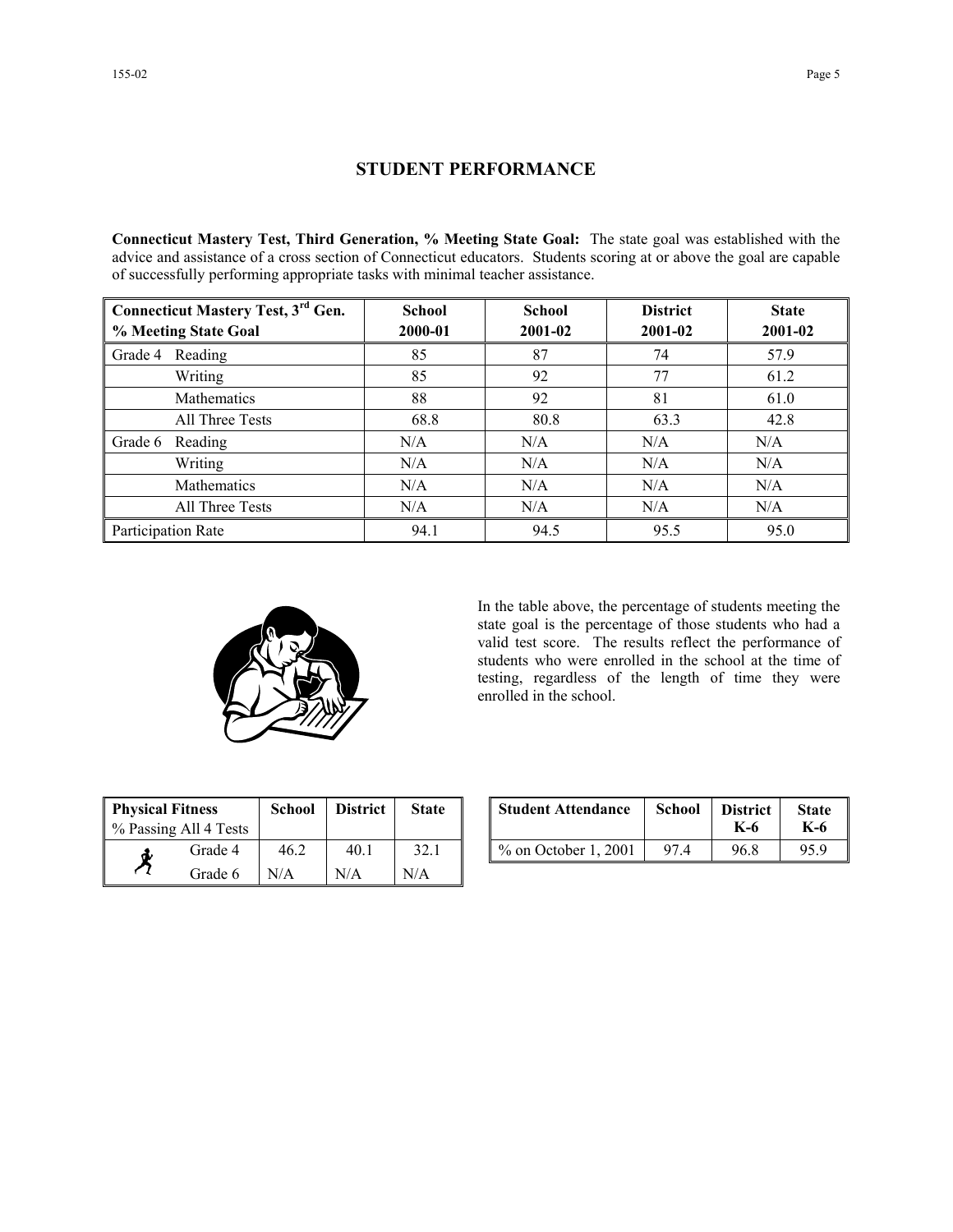## STUDENT PERFORMANCE

**Connecticut Mastery Test, Third Generation, % Meeting State Goal:** The state goal was established with the advice and assistance of a cross section of Connecticut educators. Students scoring at or above the goal are capable of successfully performing appropriate tasks with minimal teacher assistance.

| Connecticut Mastery Test, 3rd Gen. % Meeting State Goal | | School 2000-01 | School 2001-02 | District 2001-02 | State 2001-02 |
|---|---|---|---|---|---|
| Grade 4 | Reading | 85 | 87 | 74 | 57.9 |
| | Writing | 85 | 92 | 77 | 61.2 |
| | Mathematics | 88 | 92 | 81 | 61.0 |
| | All Three Tests | 68.8 | 80.8 | 63.3 | 42.8 |
| Grade 6 | Reading | N/A | N/A | N/A | N/A |
| | Writing | N/A | N/A | N/A | N/A |
| | Mathematics | N/A | N/A | N/A | N/A |
| | All Three Tests | N/A | N/A | N/A | N/A |
| Participation Rate | | 94.1 | 94.5 | 95.5 | 95.0 |

In the table above, the percentage of students meeting the state goal is the percentage of those students who had a valid test score. The results reflect the performance of students who were enrolled in the school at the time of testing, regardless of the length of time they were enrolled in the school.

| Physical Fitness % Passing All 4 Tests | School | District | State |
|---|---|---|---|
| Grade 4 | 46.2 | 40.1 | 32.1 |
| Grade 6 | N/A | N/A | N/A |

| Student Attendance | School | District K-6 | State K-6 |
|---|---|---|---|
| % on October 1, 2001 | 97.4 | 96.8 | 95.9 |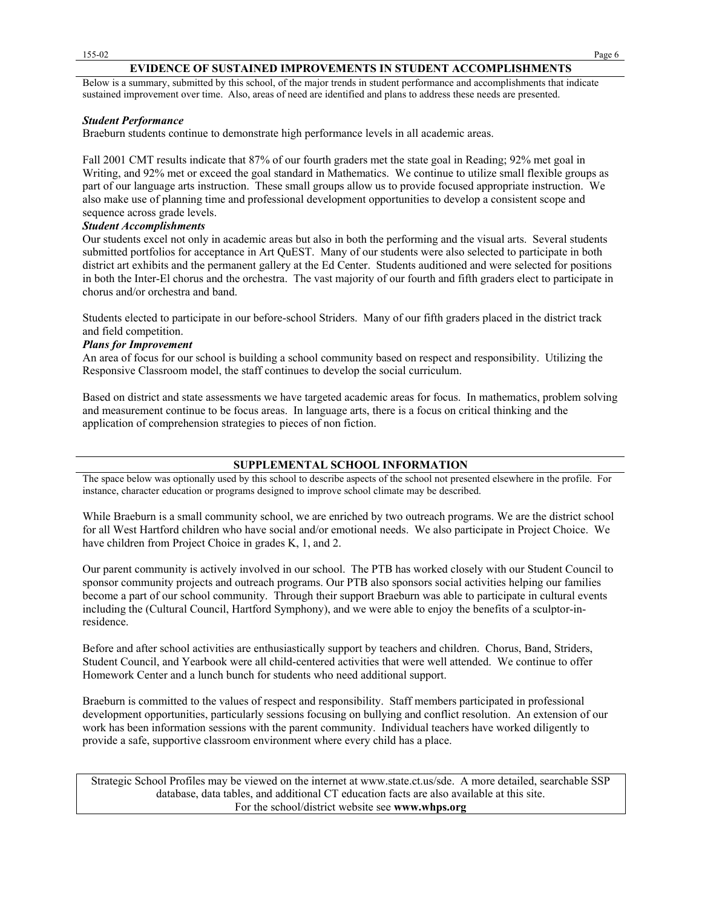## EVIDENCE OF SUSTAINED IMPROVEMENTS IN STUDENT ACCOMPLISHMENTS

Below is a summary, submitted by this school, of the major trends in student performance and accomplishments that indicate sustained improvement over time. Also, areas of need are identified and plans to address these needs are presented.

***Student Performance***

Braeburn students continue to demonstrate high performance levels in all academic areas.

Fall 2001 CMT results indicate that 87% of our fourth graders met the state goal in Reading; 92% met goal in Writing, and 92% met or exceed the goal standard in Mathematics. We continue to utilize small flexible groups as part of our language arts instruction. These small groups allow us to provide focused appropriate instruction. We also make use of planning time and professional development opportunities to develop a consistent scope and sequence across grade levels.

***Student Accomplishments***

Our students excel not only in academic areas but also in both the performing and the visual arts. Several students submitted portfolios for acceptance in Art QuEST. Many of our students were also selected to participate in both district art exhibits and the permanent gallery at the Ed Center. Students auditioned and were selected for positions in both the Inter-El chorus and the orchestra. The vast majority of our fourth and fifth graders elect to participate in chorus and/or orchestra and band.

Students elected to participate in our before-school Striders. Many of our fifth graders placed in the district track and field competition.

***Plans for Improvement***

An area of focus for our school is building a school community based on respect and responsibility. Utilizing the Responsive Classroom model, the staff continues to develop the social curriculum.

Based on district and state assessments we have targeted academic areas for focus. In mathematics, problem solving and measurement continue to be focus areas. In language arts, there is a focus on critical thinking and the application of comprehension strategies to pieces of non fiction.

## SUPPLEMENTAL SCHOOL INFORMATION

The space below was optionally used by this school to describe aspects of the school not presented elsewhere in the profile. For instance, character education or programs designed to improve school climate may be described.

While Braeburn is a small community school, we are enriched by two outreach programs. We are the district school for all West Hartford children who have social and/or emotional needs. We also participate in Project Choice. We have children from Project Choice in grades K, 1, and 2.

Our parent community is actively involved in our school. The PTB has worked closely with our Student Council to sponsor community projects and outreach programs. Our PTB also sponsors social activities helping our families become a part of our school community. Through their support Braeburn was able to participate in cultural events including the (Cultural Council, Hartford Symphony), and we were able to enjoy the benefits of a sculptor-in-residence.

Before and after school activities are enthusiastically support by teachers and children. Chorus, Band, Striders, Student Council, and Yearbook were all child-centered activities that were well attended. We continue to offer Homework Center and a lunch bunch for students who need additional support.

Braeburn is committed to the values of respect and responsibility. Staff members participated in professional development opportunities, particularly sessions focusing on bullying and conflict resolution. An extension of our work has been information sessions with the parent community. Individual teachers have worked diligently to provide a safe, supportive classroom environment where every child has a place.

Strategic School Profiles may be viewed on the internet at www.state.ct.us/sde. A more detailed, searchable SSP database, data tables, and additional CT education facts are also available at this site.
For the school/district website see **www.whps.org**